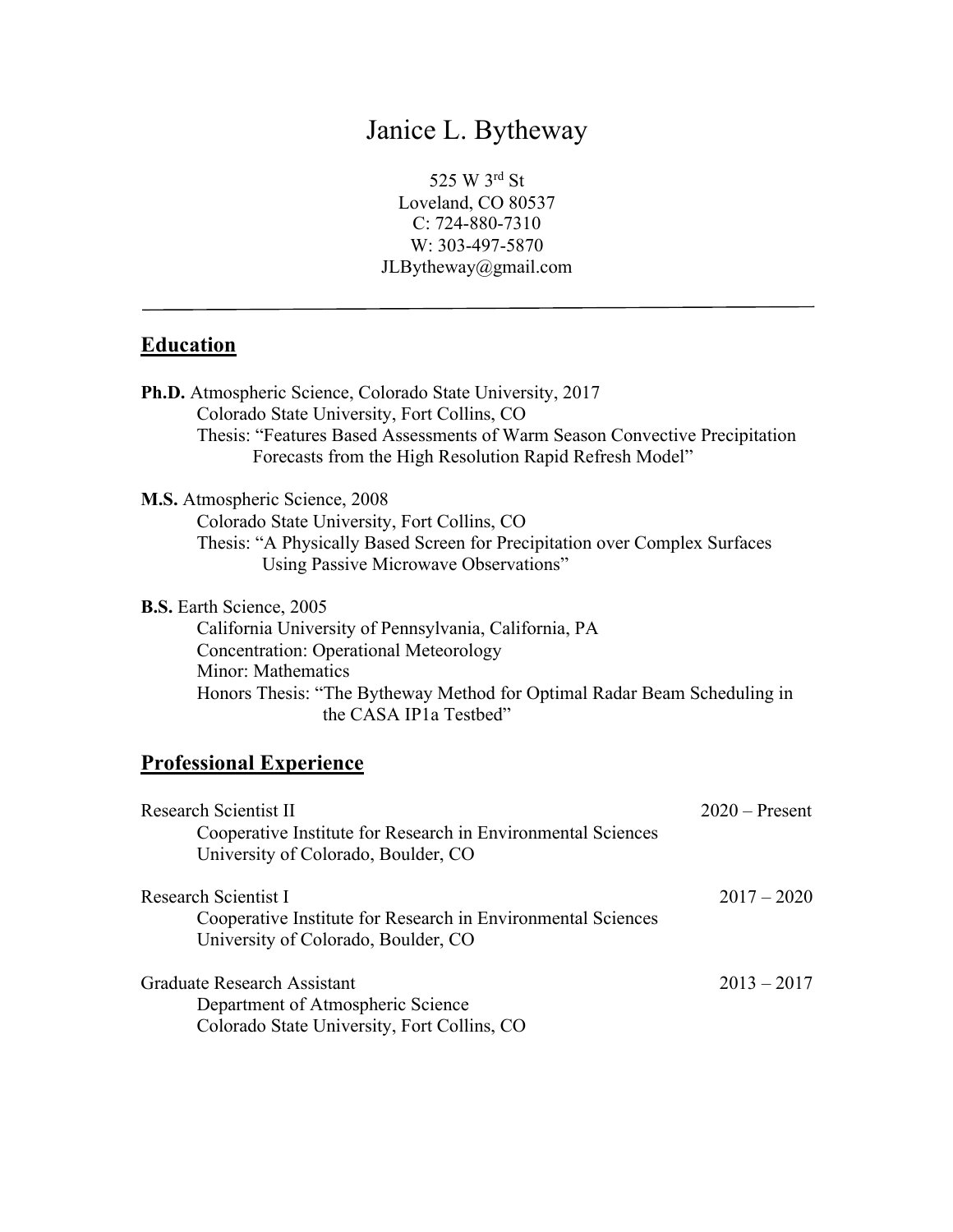# Janice L. Bytheway

525 W 3rd St
Loveland, CO 80537
C: 724-880-7310
W: 303-497-5870
JLBytheway@gmail.com

---

## Education

**Ph.D.** Atmospheric Science, Colorado State University, 2017
Colorado State University, Fort Collins, CO
Thesis: "Features Based Assessments of Warm Season Convective Precipitation Forecasts from the High Resolution Rapid Refresh Model"

**M.S.** Atmospheric Science, 2008
Colorado State University, Fort Collins, CO
Thesis: "A Physically Based Screen for Precipitation over Complex Surfaces Using Passive Microwave Observations"

**B.S.** Earth Science, 2005
California University of Pennsylvania, California, PA
Concentration: Operational Meteorology
Minor: Mathematics
Honors Thesis: "The Bytheway Method for Optimal Radar Beam Scheduling in the CASA IP1a Testbed"

## Professional Experience

Research Scientist II — 2020 – Present
Cooperative Institute for Research in Environmental Sciences
University of Colorado, Boulder, CO

Research Scientist I — 2017 – 2020
Cooperative Institute for Research in Environmental Sciences
University of Colorado, Boulder, CO

Graduate Research Assistant — 2013 – 2017
Department of Atmospheric Science
Colorado State University, Fort Collins, CO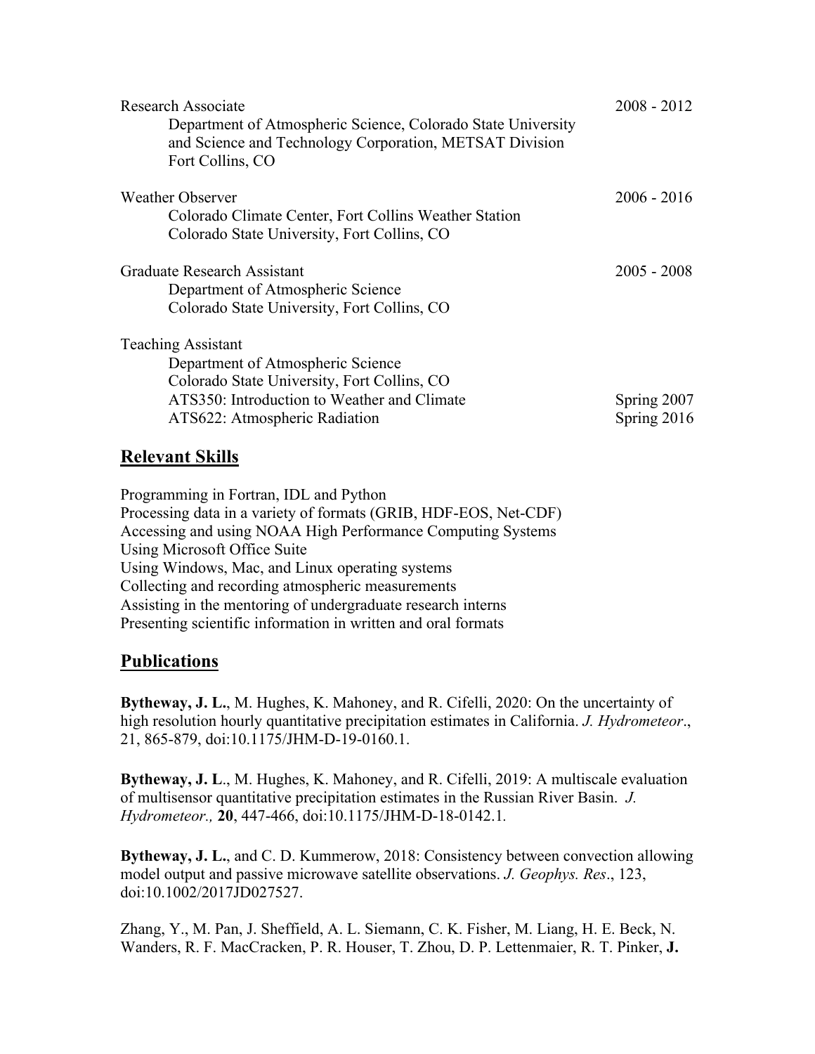Research Associate — 2008 - 2012

Department of Atmospheric Science, Colorado State University
and Science and Technology Corporation, METSAT Division
Fort Collins, CO

Weather Observer — 2006 - 2016

Colorado Climate Center, Fort Collins Weather Station
Colorado State University, Fort Collins, CO

Graduate Research Assistant — 2005 - 2008

Department of Atmospheric Science
Colorado State University, Fort Collins, CO

Teaching Assistant

Department of Atmospheric Science
Colorado State University, Fort Collins, CO
ATS350: Introduction to Weather and Climate — Spring 2007
ATS622: Atmospheric Radiation — Spring 2016

## Relevant Skills

Programming in Fortran, IDL and Python
Processing data in a variety of formats (GRIB, HDF-EOS, Net-CDF)
Accessing and using NOAA High Performance Computing Systems
Using Microsoft Office Suite
Using Windows, Mac, and Linux operating systems
Collecting and recording atmospheric measurements
Assisting in the mentoring of undergraduate research interns
Presenting scientific information in written and oral formats

## Publications

**Bytheway, J. L.**, M. Hughes, K. Mahoney, and R. Cifelli, 2020: On the uncertainty of high resolution hourly quantitative precipitation estimates in California. *J. Hydrometeor*., 21, 865-879, doi:10.1175/JHM-D-19-0160.1.

**Bytheway, J. L**., M. Hughes, K. Mahoney, and R. Cifelli, 2019: A multiscale evaluation of multisensor quantitative precipitation estimates in the Russian River Basin. *J. Hydrometeor.,* **20**, 447-466, doi:10.1175/JHM-D-18-0142.1.

**Bytheway, J. L.**, and C. D. Kummerow, 2018: Consistency between convection allowing model output and passive microwave satellite observations. *J. Geophys. Res*., 123, doi:10.1002/2017JD027527.

Zhang, Y., M. Pan, J. Sheffield, A. L. Siemann, C. K. Fisher, M. Liang, H. E. Beck, N. Wanders, R. F. MacCracken, P. R. Houser, T. Zhou, D. P. Lettenmaier, R. T. Pinker, **J.**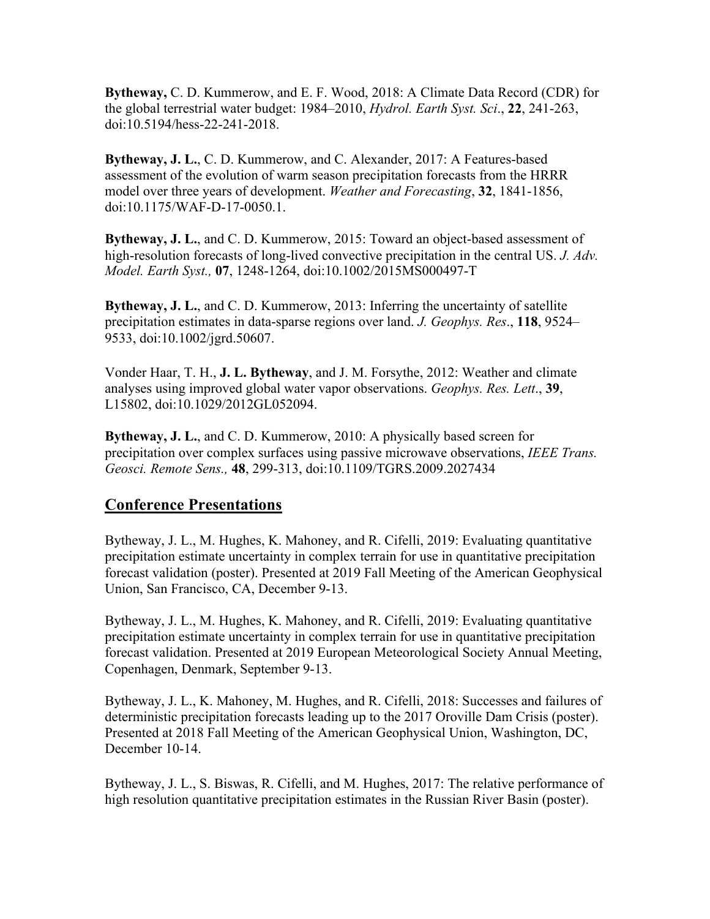**Bytheway,** C. D. Kummerow, and E. F. Wood, 2018: A Climate Data Record (CDR) for the global terrestrial water budget: 1984–2010, *Hydrol. Earth Syst. Sci*., **22**, 241-263, doi:10.5194/hess-22-241-2018.

**Bytheway, J. L.**, C. D. Kummerow, and C. Alexander, 2017: A Features-based assessment of the evolution of warm season precipitation forecasts from the HRRR model over three years of development. *Weather and Forecasting*, **32**, 1841-1856, doi:10.1175/WAF-D-17-0050.1.

**Bytheway, J. L.**, and C. D. Kummerow, 2015: Toward an object-based assessment of high-resolution forecasts of long-lived convective precipitation in the central US. *J. Adv. Model. Earth Syst.,* **07**, 1248-1264, doi:10.1002/2015MS000497-T

**Bytheway, J. L.**, and C. D. Kummerow, 2013: Inferring the uncertainty of satellite precipitation estimates in data-sparse regions over land. *J. Geophys. Res*., **118**, 9524–9533, doi:10.1002/jgrd.50607.

Vonder Haar, T. H., **J. L. Bytheway**, and J. M. Forsythe, 2012: Weather and climate analyses using improved global water vapor observations. *Geophys. Res. Lett*., **39**, L15802, doi:10.1029/2012GL052094.

**Bytheway, J. L.**, and C. D. Kummerow, 2010: A physically based screen for precipitation over complex surfaces using passive microwave observations, *IEEE Trans. Geosci. Remote Sens.,* **48**, 299-313, doi:10.1109/TGRS.2009.2027434

## Conference Presentations

Bytheway, J. L., M. Hughes, K. Mahoney, and R. Cifelli, 2019: Evaluating quantitative precipitation estimate uncertainty in complex terrain for use in quantitative precipitation forecast validation (poster). Presented at 2019 Fall Meeting of the American Geophysical Union, San Francisco, CA, December 9-13.

Bytheway, J. L., M. Hughes, K. Mahoney, and R. Cifelli, 2019: Evaluating quantitative precipitation estimate uncertainty in complex terrain for use in quantitative precipitation forecast validation. Presented at 2019 European Meteorological Society Annual Meeting, Copenhagen, Denmark, September 9-13.

Bytheway, J. L., K. Mahoney, M. Hughes, and R. Cifelli, 2018: Successes and failures of deterministic precipitation forecasts leading up to the 2017 Oroville Dam Crisis (poster). Presented at 2018 Fall Meeting of the American Geophysical Union, Washington, DC, December 10-14.

Bytheway, J. L., S. Biswas, R. Cifelli, and M. Hughes, 2017: The relative performance of high resolution quantitative precipitation estimates in the Russian River Basin (poster).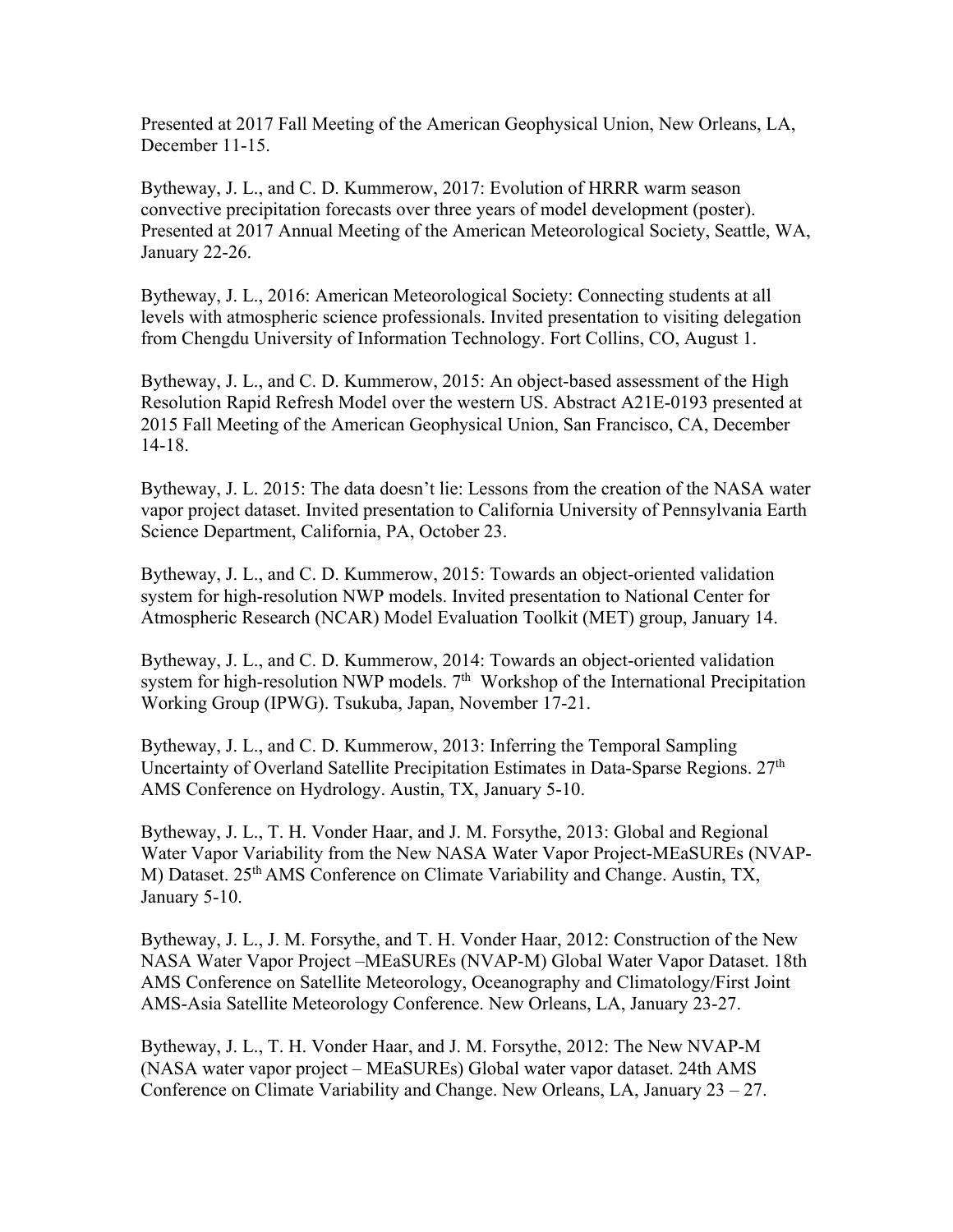Presented at 2017 Fall Meeting of the American Geophysical Union, New Orleans, LA, December 11-15.

Bytheway, J. L., and C. D. Kummerow, 2017: Evolution of HRRR warm season convective precipitation forecasts over three years of model development (poster). Presented at 2017 Annual Meeting of the American Meteorological Society, Seattle, WA, January 22-26.

Bytheway, J. L., 2016: American Meteorological Society: Connecting students at all levels with atmospheric science professionals. Invited presentation to visiting delegation from Chengdu University of Information Technology. Fort Collins, CO, August 1.

Bytheway, J. L., and C. D. Kummerow, 2015: An object-based assessment of the High Resolution Rapid Refresh Model over the western US. Abstract A21E-0193 presented at 2015 Fall Meeting of the American Geophysical Union, San Francisco, CA, December 14-18.

Bytheway, J. L. 2015: The data doesn't lie: Lessons from the creation of the NASA water vapor project dataset. Invited presentation to California University of Pennsylvania Earth Science Department, California, PA, October 23.

Bytheway, J. L., and C. D. Kummerow, 2015: Towards an object-oriented validation system for high-resolution NWP models. Invited presentation to National Center for Atmospheric Research (NCAR) Model Evaluation Toolkit (MET) group, January 14.

Bytheway, J. L., and C. D. Kummerow, 2014: Towards an object-oriented validation system for high-resolution NWP models. 7th Workshop of the International Precipitation Working Group (IPWG). Tsukuba, Japan, November 17-21.

Bytheway, J. L., and C. D. Kummerow, 2013: Inferring the Temporal Sampling Uncertainty of Overland Satellite Precipitation Estimates in Data-Sparse Regions. 27th AMS Conference on Hydrology. Austin, TX, January 5-10.

Bytheway, J. L., T. H. Vonder Haar, and J. M. Forsythe, 2013: Global and Regional Water Vapor Variability from the New NASA Water Vapor Project-MEaSUREs (NVAP-M) Dataset. 25th AMS Conference on Climate Variability and Change. Austin, TX, January 5-10.

Bytheway, J. L., J. M. Forsythe, and T. H. Vonder Haar, 2012: Construction of the New NASA Water Vapor Project –MEaSUREs (NVAP-M) Global Water Vapor Dataset. 18th AMS Conference on Satellite Meteorology, Oceanography and Climatology/First Joint AMS-Asia Satellite Meteorology Conference. New Orleans, LA, January 23-27.

Bytheway, J. L., T. H. Vonder Haar, and J. M. Forsythe, 2012: The New NVAP-M (NASA water vapor project – MEaSUREs) Global water vapor dataset. 24th AMS Conference on Climate Variability and Change. New Orleans, LA, January 23 – 27.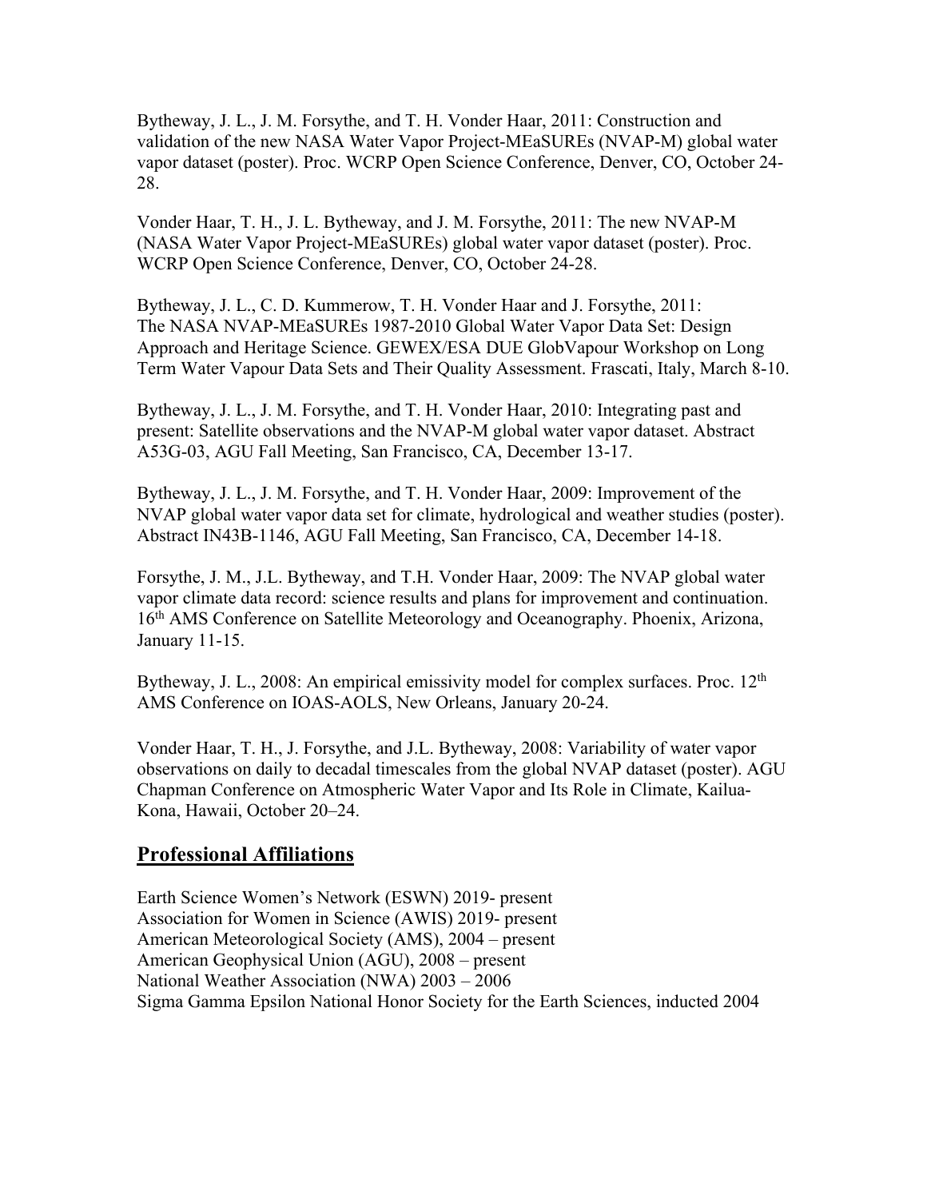Bytheway, J. L., J. M. Forsythe, and T. H. Vonder Haar, 2011: Construction and validation of the new NASA Water Vapor Project-MEaSUREs (NVAP-M) global water vapor dataset (poster). Proc. WCRP Open Science Conference, Denver, CO, October 24-28.

Vonder Haar, T. H., J. L. Bytheway, and J. M. Forsythe, 2011: The new NVAP-M (NASA Water Vapor Project-MEaSUREs) global water vapor dataset (poster). Proc. WCRP Open Science Conference, Denver, CO, October 24-28.

Bytheway, J. L., C. D. Kummerow, T. H. Vonder Haar and J. Forsythe, 2011: The NASA NVAP-MEaSUREs 1987-2010 Global Water Vapor Data Set: Design Approach and Heritage Science. GEWEX/ESA DUE GlobVapour Workshop on Long Term Water Vapour Data Sets and Their Quality Assessment. Frascati, Italy, March 8-10.

Bytheway, J. L., J. M. Forsythe, and T. H. Vonder Haar, 2010: Integrating past and present: Satellite observations and the NVAP-M global water vapor dataset. Abstract A53G-03, AGU Fall Meeting, San Francisco, CA, December 13-17.

Bytheway, J. L., J. M. Forsythe, and T. H. Vonder Haar, 2009: Improvement of the NVAP global water vapor data set for climate, hydrological and weather studies (poster). Abstract IN43B-1146, AGU Fall Meeting, San Francisco, CA, December 14-18.

Forsythe, J. M., J.L. Bytheway, and T.H. Vonder Haar, 2009: The NVAP global water vapor climate data record: science results and plans for improvement and continuation. 16th AMS Conference on Satellite Meteorology and Oceanography. Phoenix, Arizona, January 11-15.

Bytheway, J. L., 2008: An empirical emissivity model for complex surfaces. Proc. 12th AMS Conference on IOAS-AOLS, New Orleans, January 20-24.

Vonder Haar, T. H., J. Forsythe, and J.L. Bytheway, 2008: Variability of water vapor observations on daily to decadal timescales from the global NVAP dataset (poster). AGU Chapman Conference on Atmospheric Water Vapor and Its Role in Climate, Kailua-Kona, Hawaii, October 20–24.

## Professional Affiliations

Earth Science Women's Network (ESWN) 2019- present
Association for Women in Science (AWIS) 2019- present
American Meteorological Society (AMS), 2004 – present
American Geophysical Union (AGU), 2008 – present
National Weather Association (NWA) 2003 – 2006
Sigma Gamma Epsilon National Honor Society for the Earth Sciences, inducted 2004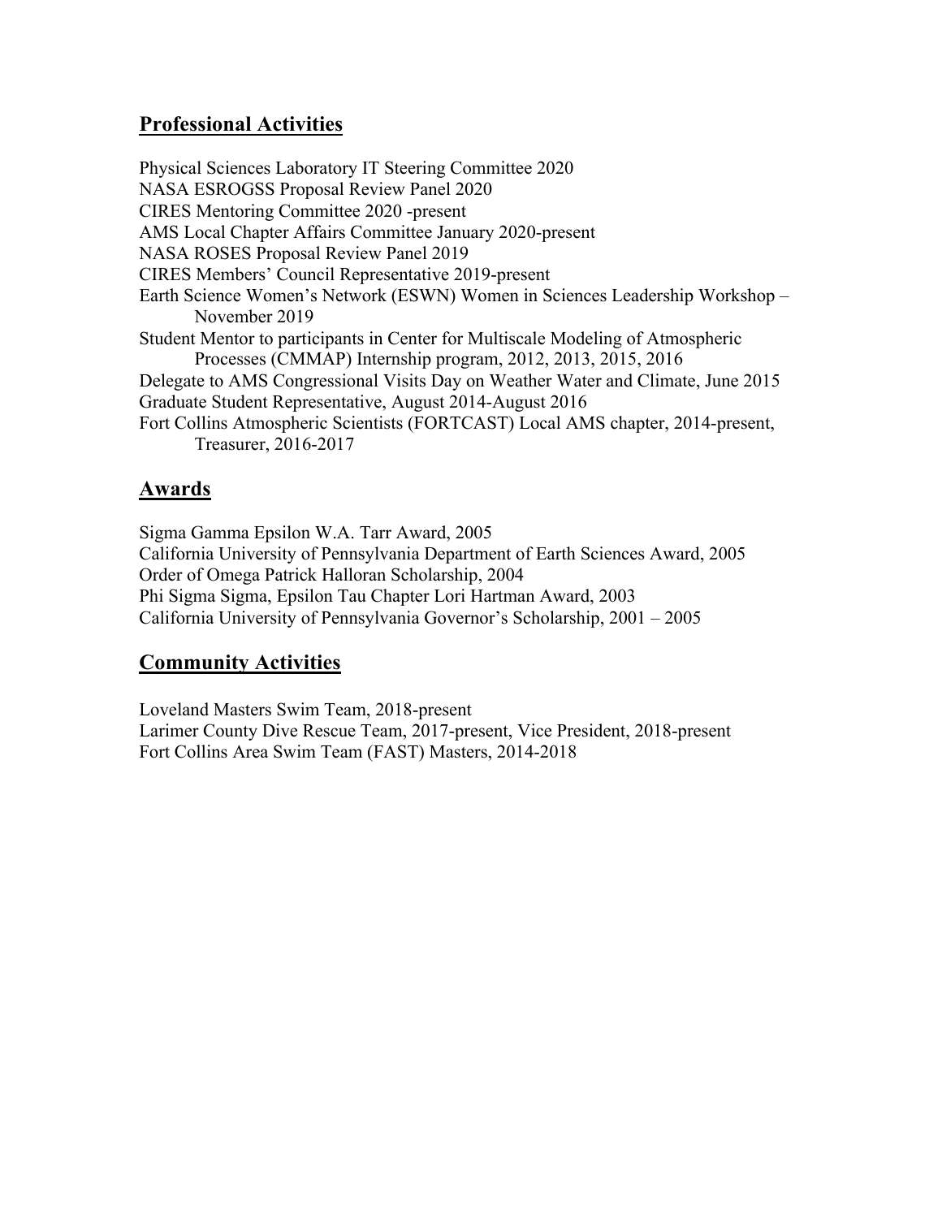## Professional Activities

Physical Sciences Laboratory IT Steering Committee 2020
NASA ESROGSS Proposal Review Panel 2020
CIRES Mentoring Committee 2020 -present
AMS Local Chapter Affairs Committee January 2020-present
NASA ROSES Proposal Review Panel 2019
CIRES Members' Council Representative 2019-present
Earth Science Women's Network (ESWN) Women in Sciences Leadership Workshop – November 2019
Student Mentor to participants in Center for Multiscale Modeling of Atmospheric Processes (CMMAP) Internship program, 2012, 2013, 2015, 2016
Delegate to AMS Congressional Visits Day on Weather Water and Climate, June 2015
Graduate Student Representative, August 2014-August 2016
Fort Collins Atmospheric Scientists (FORTCAST) Local AMS chapter, 2014-present, Treasurer, 2016-2017

## Awards

Sigma Gamma Epsilon W.A. Tarr Award, 2005
California University of Pennsylvania Department of Earth Sciences Award, 2005
Order of Omega Patrick Halloran Scholarship, 2004
Phi Sigma Sigma, Epsilon Tau Chapter Lori Hartman Award, 2003
California University of Pennsylvania Governor's Scholarship, 2001 – 2005

## Community Activities

Loveland Masters Swim Team, 2018-present
Larimer County Dive Rescue Team, 2017-present, Vice President, 2018-present
Fort Collins Area Swim Team (FAST) Masters, 2014-2018